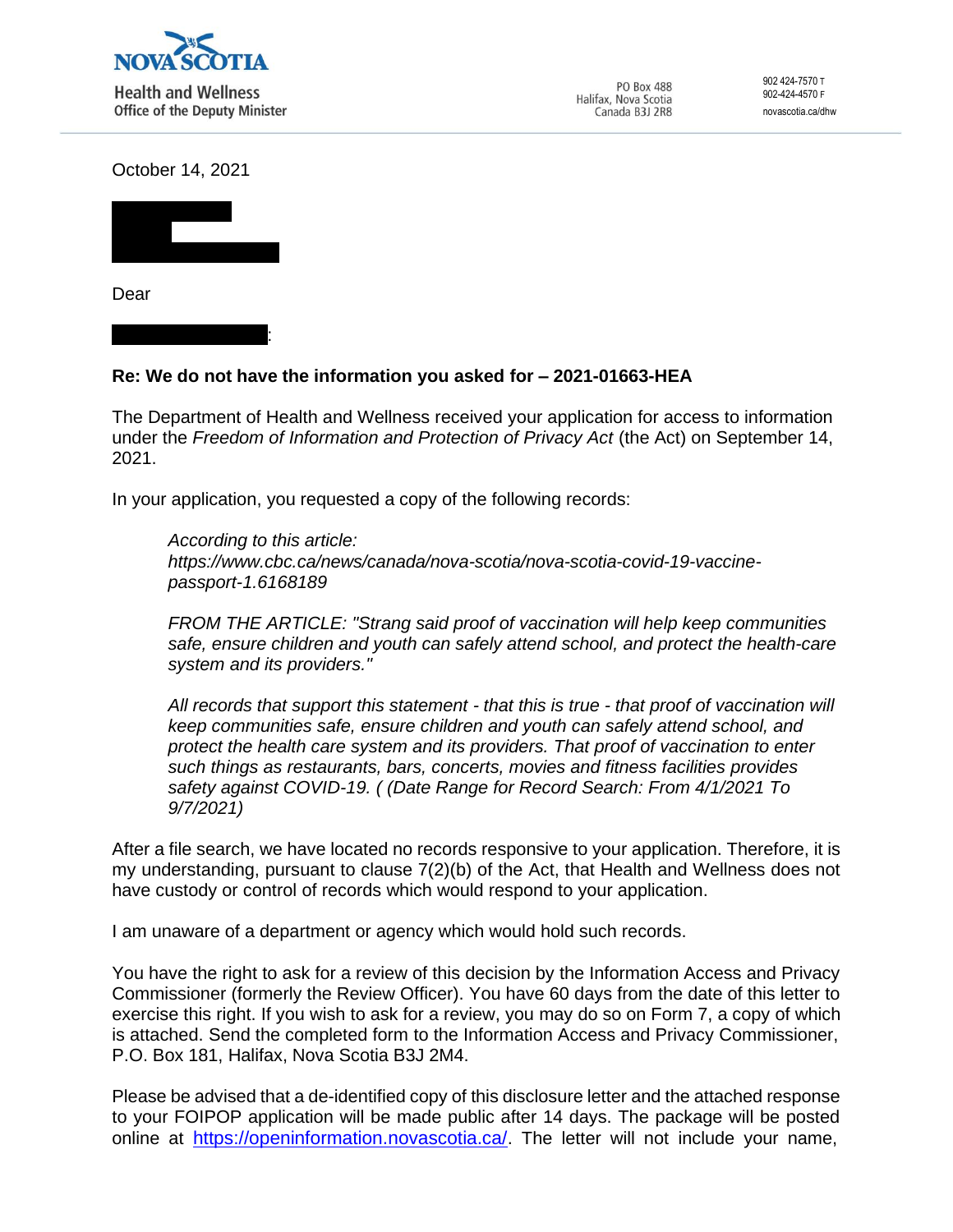**NOVA SCOTIA**
**Health and Wellness**
Office of the Deputy Minister

PO Box 488
Halifax, Nova Scotia
Canada B3J 2R8

902 424-7570 T
902-424-4570 F
novascotia.ca/dhw

October 14, 2021

Dear

:

**Re: We do not have the information you asked for – 2021-01663-HEA**

The Department of Health and Wellness received your application for access to information under the *Freedom of Information and Protection of Privacy Act* (the Act) on September 14, 2021.

In your application, you requested a copy of the following records:

> *According to this article: https://www.cbc.ca/news/canada/nova-scotia/nova-scotia-covid-19-vaccine-passport-1.6168189*
>
> *FROM THE ARTICLE: "Strang said proof of vaccination will help keep communities safe, ensure children and youth can safely attend school, and protect the health-care system and its providers."*
>
> *All records that support this statement - that this is true - that proof of vaccination will keep communities safe, ensure children and youth can safely attend school, and protect the health care system and its providers. That proof of vaccination to enter such things as restaurants, bars, concerts, movies and fitness facilities provides safety against COVID-19. ( (Date Range for Record Search: From 4/1/2021 To 9/7/2021)*

After a file search, we have located no records responsive to your application. Therefore, it is my understanding, pursuant to clause 7(2)(b) of the Act, that Health and Wellness does not have custody or control of records which would respond to your application.

I am unaware of a department or agency which would hold such records.

You have the right to ask for a review of this decision by the Information Access and Privacy Commissioner (formerly the Review Officer). You have 60 days from the date of this letter to exercise this right. If you wish to ask for a review, you may do so on Form 7, a copy of which is attached. Send the completed form to the Information Access and Privacy Commissioner, P.O. Box 181, Halifax, Nova Scotia B3J 2M4.

Please be advised that a de-identified copy of this disclosure letter and the attached response to your FOIPOP application will be made public after 14 days. The package will be posted online at https://openinformation.novascotia.ca/. The letter will not include your name,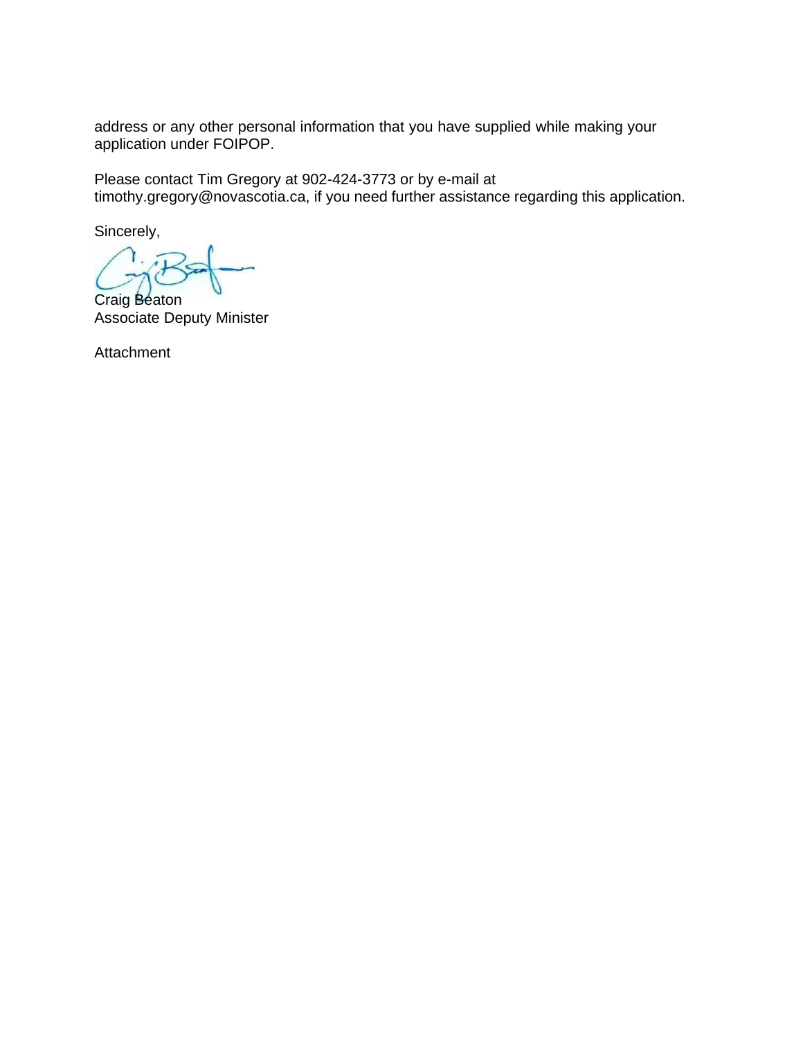address or any other personal information that you have supplied while making your application under FOIPOP.

Please contact Tim Gregory at 902-424-3773 or by e-mail at timothy.gregory@novascotia.ca, if you need further assistance regarding this application.

Sincerely,

Craig Beaton
Associate Deputy Minister

Attachment